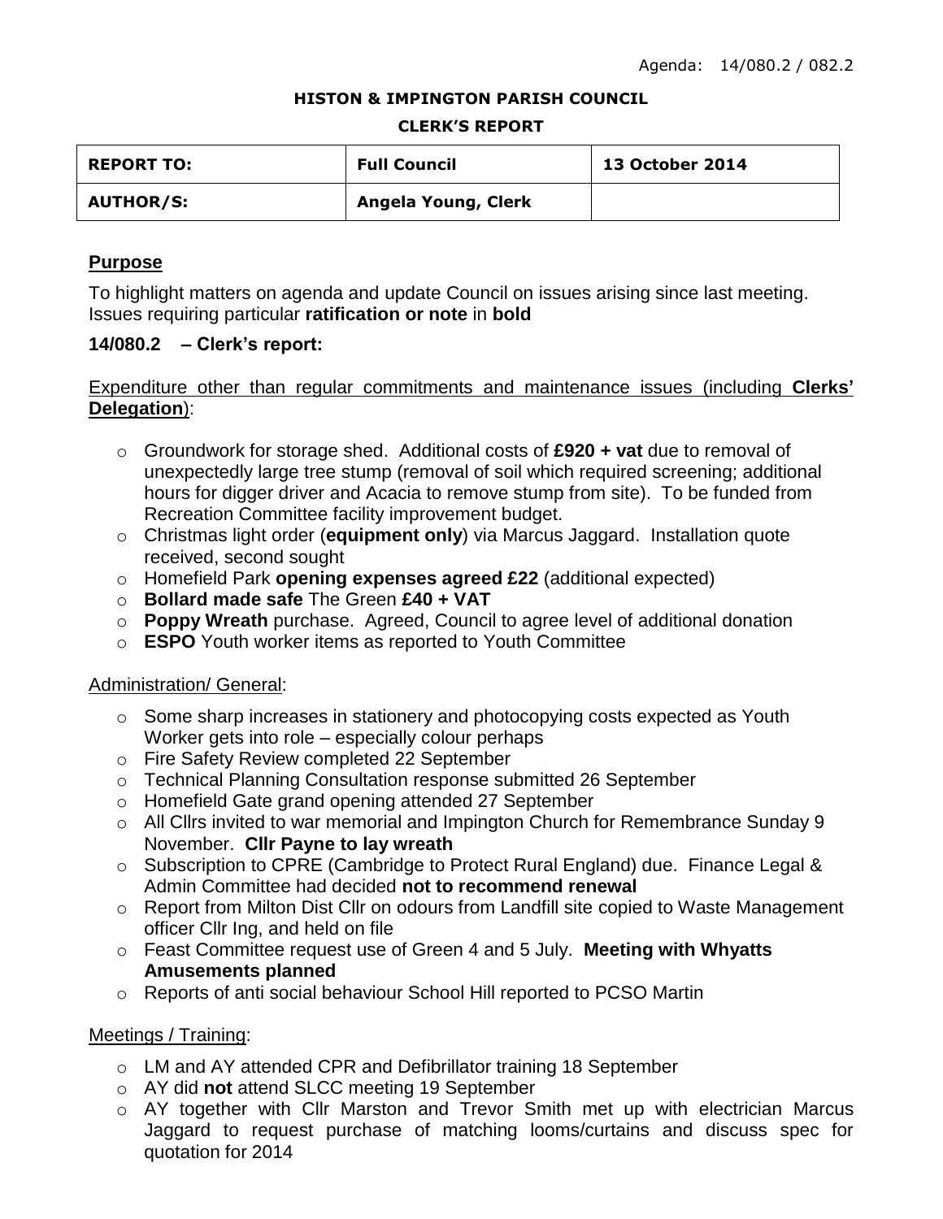Agenda: 14/080.2 / 082.2

**HISTON & IMPINGTON PARISH COUNCIL**

**CLERK'S REPORT**

| **REPORT TO:** | **Full Council** | **13 October 2014** |
|---|---|---|
| **AUTHOR/S:** | **Angela Young, Clerk** | |

## Purpose

To highlight matters on agenda and update Council on issues arising since last meeting. Issues requiring particular **ratification or note** in **bold**

### 14/080.2 – Clerk's report:

Expenditure other than regular commitments and maintenance issues (including **Clerks' Delegation**):

- Groundwork for storage shed. Additional costs of **£920 + vat** due to removal of unexpectedly large tree stump (removal of soil which required screening; additional hours for digger driver and Acacia to remove stump from site). To be funded from Recreation Committee facility improvement budget.
- Christmas light order (**equipment only**) via Marcus Jaggard. Installation quote received, second sought
- Homefield Park **opening expenses agreed £22** (additional expected)
- **Bollard made safe** The Green **£40 + VAT**
- **Poppy Wreath** purchase. Agreed, Council to agree level of additional donation
- **ESPO** Youth worker items as reported to Youth Committee

Administration/ General:

- Some sharp increases in stationery and photocopying costs expected as Youth Worker gets into role – especially colour perhaps
- Fire Safety Review completed 22 September
- Technical Planning Consultation response submitted 26 September
- Homefield Gate grand opening attended 27 September
- All Cllrs invited to war memorial and Impington Church for Remembrance Sunday 9 November. **Cllr Payne to lay wreath**
- Subscription to CPRE (Cambridge to Protect Rural England) due. Finance Legal & Admin Committee had decided **not to recommend renewal**
- Report from Milton Dist Cllr on odours from Landfill site copied to Waste Management officer Cllr Ing, and held on file
- Feast Committee request use of Green 4 and 5 July. **Meeting with Whyatts Amusements planned**
- Reports of anti social behaviour School Hill reported to PCSO Martin

Meetings / Training:

- LM and AY attended CPR and Defibrillator training 18 September
- AY did **not** attend SLCC meeting 19 September
- AY together with Cllr Marston and Trevor Smith met up with electrician Marcus Jaggard to request purchase of matching looms/curtains and discuss spec for quotation for 2014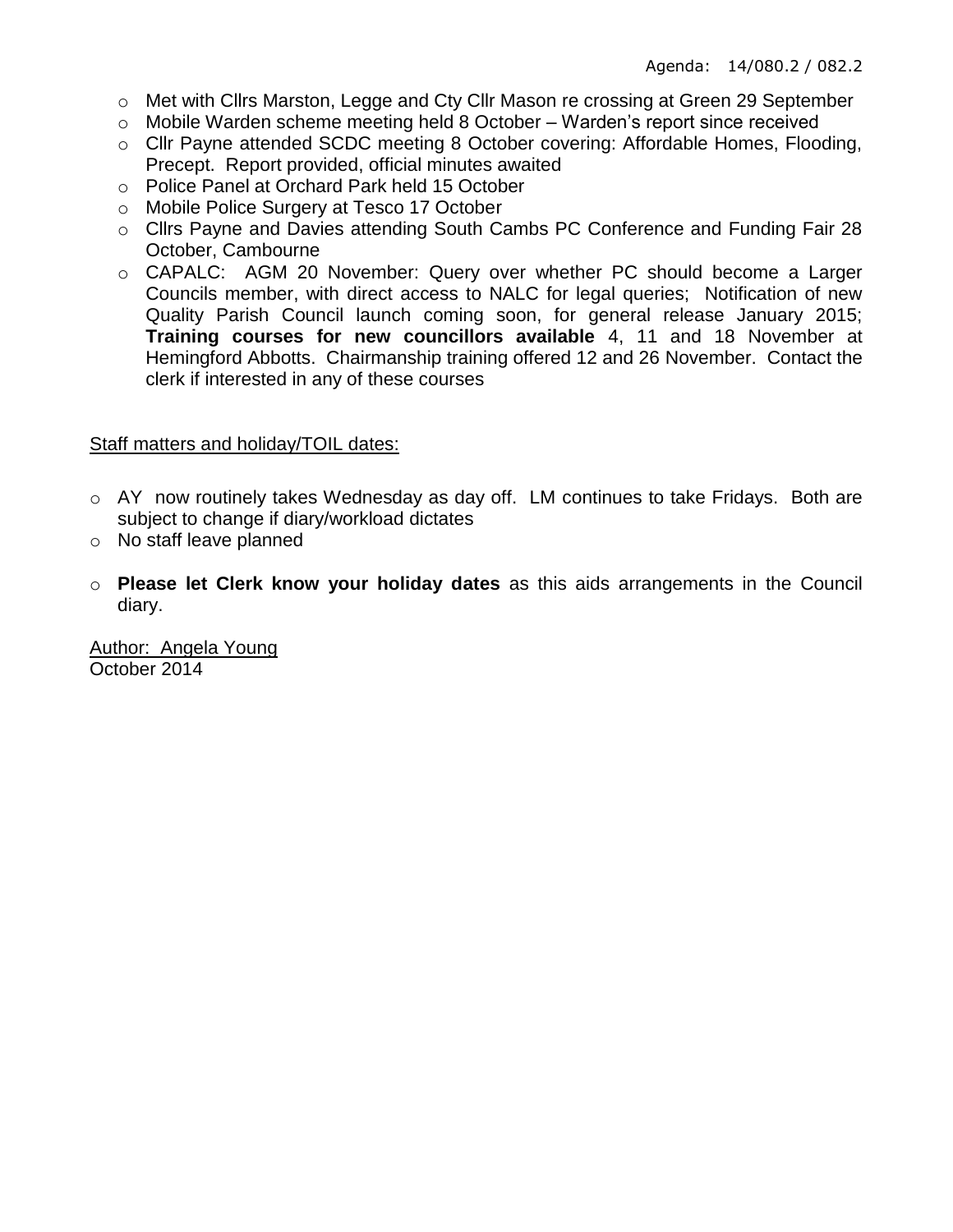- Met with Cllrs Marston, Legge and Cty Cllr Mason re crossing at Green 29 September
- Mobile Warden scheme meeting held 8 October – Warden's report since received
- Cllr Payne attended SCDC meeting 8 October covering: Affordable Homes, Flooding, Precept. Report provided, official minutes awaited
- Police Panel at Orchard Park held 15 October
- Mobile Police Surgery at Tesco 17 October
- Cllrs Payne and Davies attending South Cambs PC Conference and Funding Fair 28 October, Cambourne
- CAPALC: AGM 20 November: Query over whether PC should become a Larger Councils member, with direct access to NALC for legal queries; Notification of new Quality Parish Council launch coming soon, for general release January 2015; **Training courses for new councillors available** 4, 11 and 18 November at Hemingford Abbotts. Chairmanship training offered 12 and 26 November. Contact the clerk if interested in any of these courses

Staff matters and holiday/TOIL dates:

- AY now routinely takes Wednesday as day off. LM continues to take Fridays. Both are subject to change if diary/workload dictates
- No staff leave planned
- **Please let Clerk know your holiday dates** as this aids arrangements in the Council diary.

Author: Angela Young
October 2014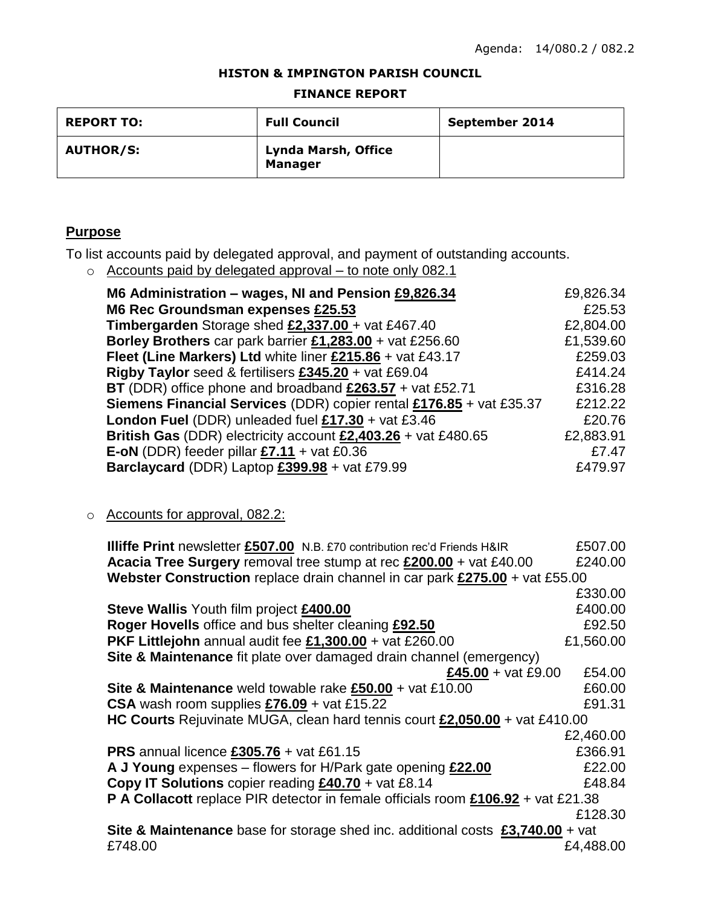Agenda: 14/080.2 / 082.2

**HISTON & IMPINGTON PARISH COUNCIL**

**FINANCE REPORT**

| **REPORT TO:** | **Full Council** | **September 2014** |
|---|---|---|
| **AUTHOR/S:** | **Lynda Marsh, Office Manager** | |

## Purpose

To list accounts paid by delegated approval, and payment of outstanding accounts.

- Accounts paid by delegated approval – to note only 082.1

| | |
|---|---|
| **M6 Administration – wages, NI and Pension £9,826.34** | £9,826.34 |
| **M6 Rec Groundsman expenses £25.53** | £25.53 |
| **Timbergarden** Storage shed **£2,337.00** + vat £467.40 | £2,804.00 |
| **Borley Brothers** car park barrier **£1,283.00** + vat £256.60 | £1,539.60 |
| **Fleet (Line Markers) Ltd** white liner **£215.86** + vat £43.17 | £259.03 |
| **Rigby Taylor** seed & fertilisers **£345.20** + vat £69.04 | £414.24 |
| **BT** (DDR) office phone and broadband **£263.57** + vat £52.71 | £316.28 |
| **Siemens Financial Services** (DDR) copier rental **£176.85** + vat £35.37 | £212.22 |
| **London Fuel** (DDR) unleaded fuel **£17.30** + vat £3.46 | £20.76 |
| **British Gas** (DDR) electricity account **£2,403.26** + vat £480.65 | £2,883.91 |
| **E-oN** (DDR) feeder pillar **£7.11** + vat £0.36 | £7.47 |
| **Barclaycard** (DDR) Laptop **£399.98** + vat £79.99 | £479.97 |

- Accounts for approval, 082.2:

| | |
|---|---|
| **Illiffe Print** newsletter **£507.00** N.B. £70 contribution rec'd Friends H&IR | £507.00 |
| **Acacia Tree Surgery** removal tree stump at rec **£200.00** + vat £40.00 | £240.00 |
| **Webster Construction** replace drain channel in car park **£275.00** + vat £55.00 | £330.00 |
| **Steve Wallis** Youth film project **£400.00** | £400.00 |
| **Roger Hovells** office and bus shelter cleaning **£92.50** | £92.50 |
| **PKF Littlejohn** annual audit fee **£1,300.00** + vat £260.00 | £1,560.00 |
| **Site & Maintenance** fit plate over damaged drain channel (emergency) **£45.00** + vat £9.00 | £54.00 |
| **Site & Maintenance** weld towable rake **£50.00** + vat £10.00 | £60.00 |
| **CSA** wash room supplies **£76.09** + vat £15.22 | £91.31 |
| **HC Courts** Rejuvinate MUGA, clean hard tennis court **£2,050.00** + vat £410.00 | £2,460.00 |
| **PRS** annual licence **£305.76** + vat £61.15 | £366.91 |
| **A J Young** expenses – flowers for H/Park gate opening **£22.00** | £22.00 |
| **Copy IT Solutions** copier reading **£40.70** + vat £8.14 | £48.84 |
| **P A Collacott** replace PIR detector in female officials room **£106.92** + vat £21.38 | £128.30 |
| **Site & Maintenance** base for storage shed inc. additional costs **£3,740.00** + vat £748.00 | £4,488.00 |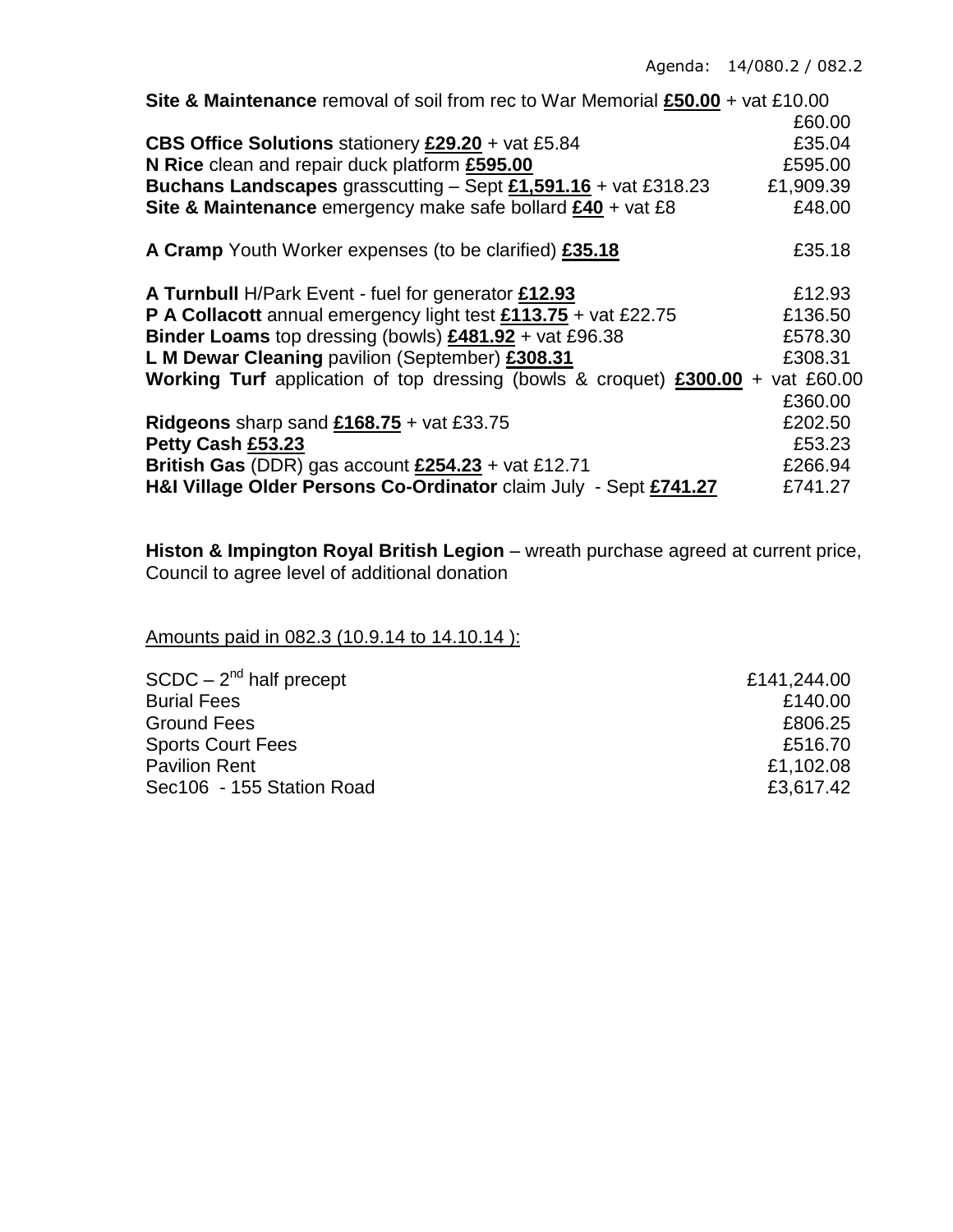Agenda: 14/080.2 / 082.2

| | |
|---|---|
| **Site & Maintenance** removal of soil from rec to War Memorial **£50.00** + vat £10.00 | £60.00 |
| **CBS Office Solutions** stationery **£29.20** + vat £5.84 | £35.04 |
| **N Rice** clean and repair duck platform **£595.00** | £595.00 |
| **Buchans Landscapes** grasscutting – Sept **£1,591.16** + vat £318.23 | £1,909.39 |
| **Site & Maintenance** emergency make safe bollard **£40** + vat £8 | £48.00 |
| **A Cramp** Youth Worker expenses (to be clarified) **£35.18** | £35.18 |
| **A Turnbull** H/Park Event - fuel for generator **£12.93** | £12.93 |
| **P A Collacott** annual emergency light test **£113.75** + vat £22.75 | £136.50 |
| **Binder Loams** top dressing (bowls) **£481.92** + vat £96.38 | £578.30 |
| **L M Dewar Cleaning** pavilion (September) **£308.31** | £308.31 |
| **Working Turf** application of top dressing (bowls & croquet) **£300.00** + vat £60.00 | £360.00 |
| **Ridgeons** sharp sand **£168.75** + vat £33.75 | £202.50 |
| **Petty Cash £53.23** | £53.23 |
| **British Gas** (DDR) gas account **£254.23** + vat £12.71 | £266.94 |
| **H&I Village Older Persons Co-Ordinator** claim July - Sept **£741.27** | £741.27 |

**Histon & Impington Royal British Legion** – wreath purchase agreed at current price, Council to agree level of additional donation

Amounts paid in 082.3 (10.9.14 to 14.10.14 ):

| | |
|---|---|
| SCDC – 2nd half precept | £141,244.00 |
| Burial Fees | £140.00 |
| Ground Fees | £806.25 |
| Sports Court Fees | £516.70 |
| Pavilion Rent | £1,102.08 |
| Sec106 - 155 Station Road | £3,617.42 |